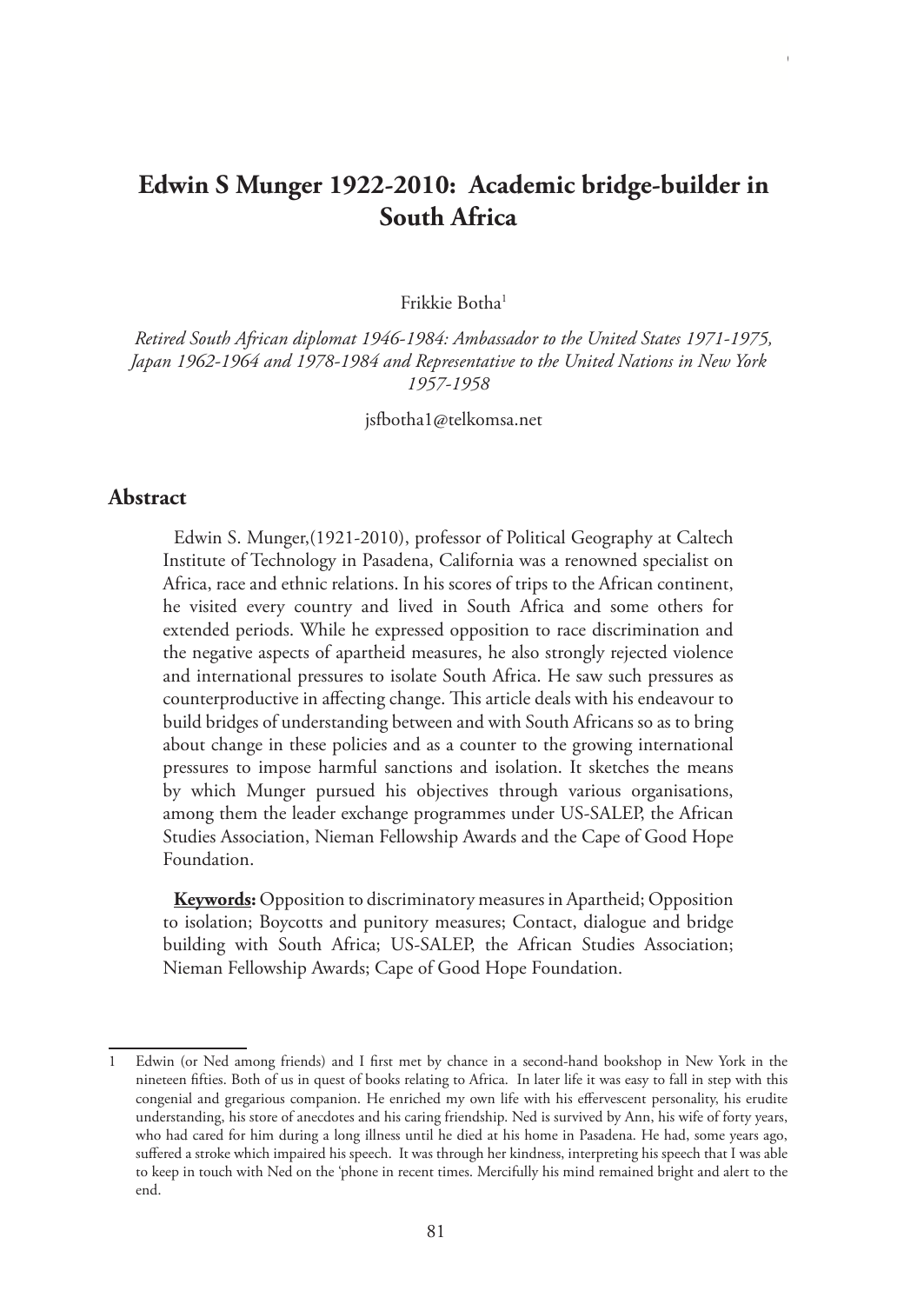# Edwin S Munger 1922-2010: Academic bridge-builder in South Africa

Frikkie Botha[1]

*Retired South African diplomat 1946-1984: Ambassador to the United States 1971-1975, Japan 1962-1964 and 1978-1984 and Representative to the United Nations in New York 1957-1958*

jsfbotha1@telkomsa.net

## Abstract

Edwin S. Munger,(1921-2010), professor of Political Geography at Caltech Institute of Technology in Pasadena, California was a renowned specialist on Africa, race and ethnic relations. In his scores of trips to the African continent, he visited every country and lived in South Africa and some others for extended periods. While he expressed opposition to race discrimination and the negative aspects of apartheid measures, he also strongly rejected violence and international pressures to isolate South Africa. He saw such pressures as counterproductive in affecting change. This article deals with his endeavour to build bridges of understanding between and with South Africans so as to bring about change in these policies and as a counter to the growing international pressures to impose harmful sanctions and isolation. It sketches the means by which Munger pursued his objectives through various organisations, among them the leader exchange programmes under US-SALEP, the African Studies Association, Nieman Fellowship Awards and the Cape of Good Hope Foundation.

**Keywords:** Opposition to discriminatory measures in Apartheid; Opposition to isolation; Boycotts and punitory measures; Contact, dialogue and bridge building with South Africa; US-SALEP, the African Studies Association; Nieman Fellowship Awards; Cape of Good Hope Foundation.

---

1 Edwin (or Ned among friends) and I first met by chance in a second-hand bookshop in New York in the nineteen fifties. Both of us in quest of books relating to Africa. In later life it was easy to fall in step with this congenial and gregarious companion. He enriched my own life with his effervescent personality, his erudite understanding, his store of anecdotes and his caring friendship. Ned is survived by Ann, his wife of forty years, who had cared for him during a long illness until he died at his home in Pasadena. He had, some years ago, suffered a stroke which impaired his speech. It was through her kindness, interpreting his speech that I was able to keep in touch with Ned on the 'phone in recent times. Mercifully his mind remained bright and alert to the end.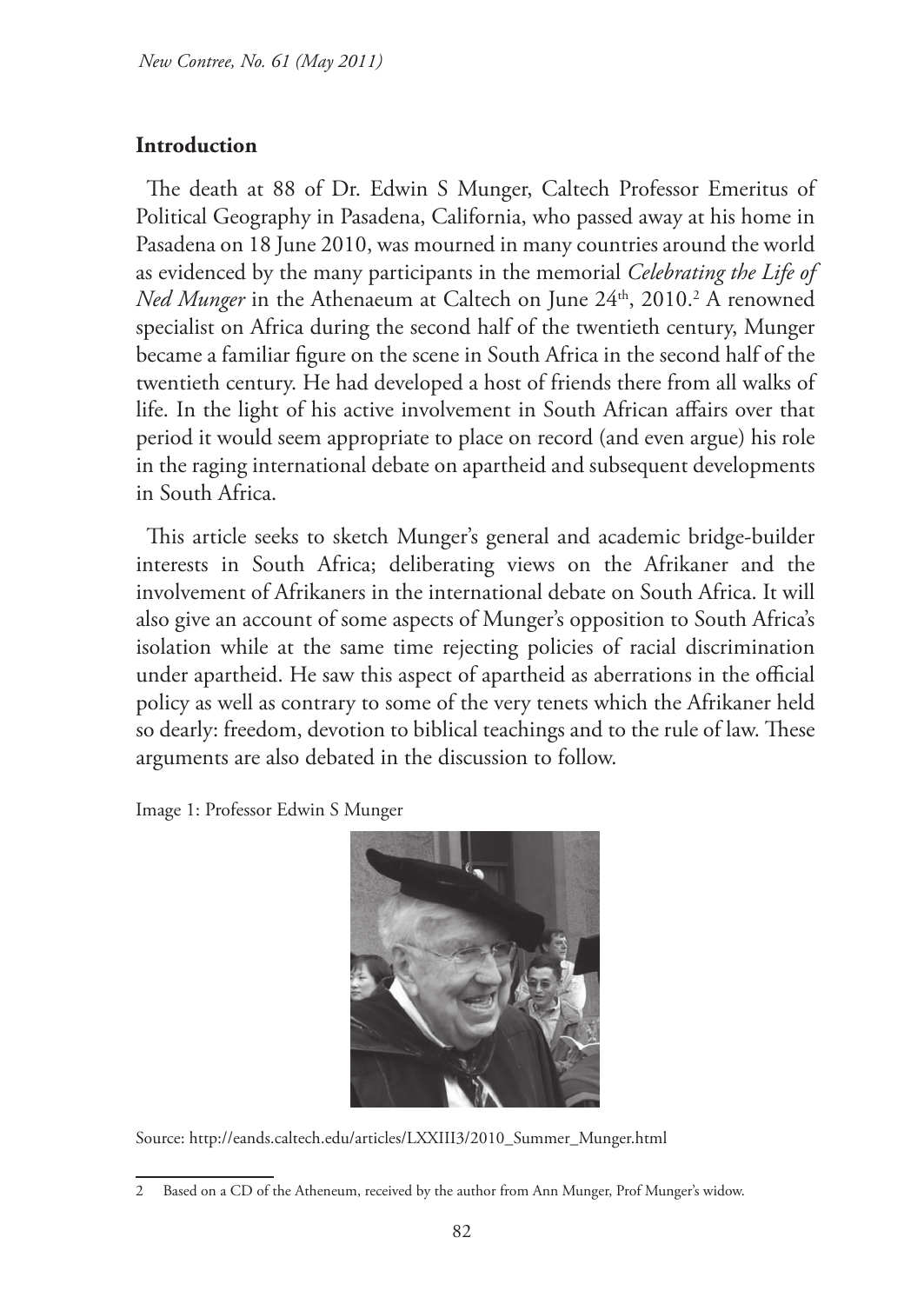## Introduction

The death at 88 of Dr. Edwin S Munger, Caltech Professor Emeritus of Political Geography in Pasadena, California, who passed away at his home in Pasadena on 18 June 2010, was mourned in many countries around the world as evidenced by the many participants in the memorial *Celebrating the Life of Ned Munger* in the Athenaeum at Caltech on June 24th, 2010.[2] A renowned specialist on Africa during the second half of the twentieth century, Munger became a familiar figure on the scene in South Africa in the second half of the twentieth century. He had developed a host of friends there from all walks of life. In the light of his active involvement in South African affairs over that period it would seem appropriate to place on record (and even argue) his role in the raging international debate on apartheid and subsequent developments in South Africa.

This article seeks to sketch Munger's general and academic bridge-builder interests in South Africa; deliberating views on the Afrikaner and the involvement of Afrikaners in the international debate on South Africa. It will also give an account of some aspects of Munger's opposition to South Africa's isolation while at the same time rejecting policies of racial discrimination under apartheid. He saw this aspect of apartheid as aberrations in the official policy as well as contrary to some of the very tenets which the Afrikaner held so dearly: freedom, devotion to biblical teachings and to the rule of law. These arguments are also debated in the discussion to follow.

Image 1: Professor Edwin S Munger

Source: http://eands.caltech.edu/articles/LXXIII3/2010_Summer_Munger.html

2 Based on a CD of the Atheneum, received by the author from Ann Munger, Prof Munger's widow.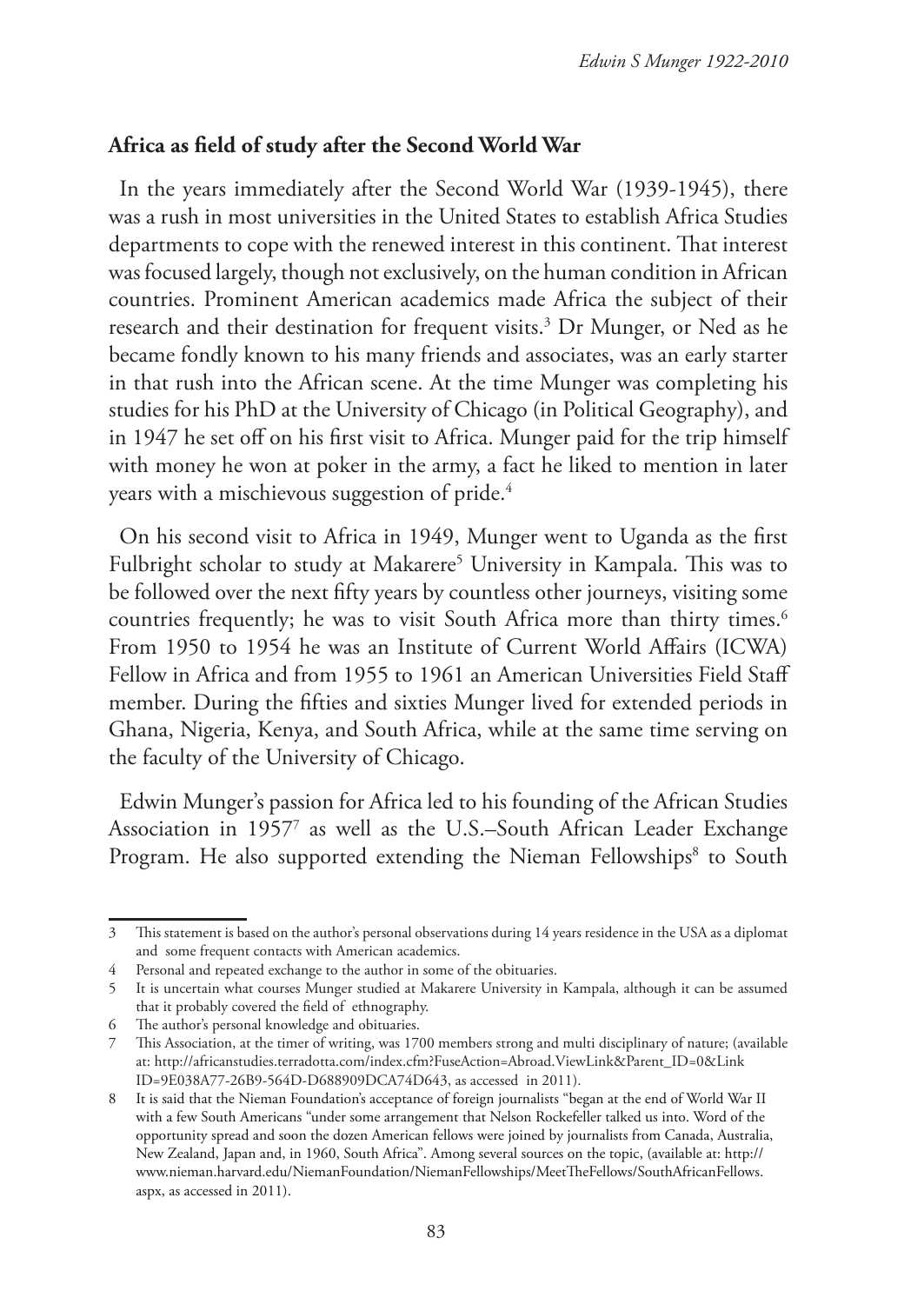## Africa as field of study after the Second World War

In the years immediately after the Second World War (1939-1945), there was a rush in most universities in the United States to establish Africa Studies departments to cope with the renewed interest in this continent. That interest was focused largely, though not exclusively, on the human condition in African countries. Prominent American academics made Africa the subject of their research and their destination for frequent visits.[3] Dr Munger, or Ned as he became fondly known to his many friends and associates, was an early starter in that rush into the African scene. At the time Munger was completing his studies for his PhD at the University of Chicago (in Political Geography), and in 1947 he set off on his first visit to Africa. Munger paid for the trip himself with money he won at poker in the army, a fact he liked to mention in later years with a mischievous suggestion of pride.[4]

On his second visit to Africa in 1949, Munger went to Uganda as the first Fulbright scholar to study at Makarere[5] University in Kampala. This was to be followed over the next fifty years by countless other journeys, visiting some countries frequently; he was to visit South Africa more than thirty times.[6] From 1950 to 1954 he was an Institute of Current World Affairs (ICWA) Fellow in Africa and from 1955 to 1961 an American Universities Field Staff member. During the fifties and sixties Munger lived for extended periods in Ghana, Nigeria, Kenya, and South Africa, while at the same time serving on the faculty of the University of Chicago.

Edwin Munger's passion for Africa led to his founding of the African Studies Association in 1957[7] as well as the U.S.–South African Leader Exchange Program. He also supported extending the Nieman Fellowships[8] to South

---

3 This statement is based on the author's personal observations during 14 years residence in the USA as a diplomat and some frequent contacts with American academics.

4 Personal and repeated exchange to the author in some of the obituaries.

5 It is uncertain what courses Munger studied at Makarere University in Kampala, although it can be assumed that it probably covered the field of ethnography.

6 The author's personal knowledge and obituaries.

7 This Association, at the timer of writing, was 1700 members strong and multi disciplinary of nature; (available at: http://africanstudies.terradotta.com/index.cfm?FuseAction=Abroad.ViewLink&Parent_ID=0&Link ID=9E038A77-26B9-564D-D688909DCA74D643, as accessed in 2011).

8 It is said that the Nieman Foundation's acceptance of foreign journalists "began at the end of World War II with a few South Americans "under some arrangement that Nelson Rockefeller talked us into. Word of the opportunity spread and soon the dozen American fellows were joined by journalists from Canada, Australia, New Zealand, Japan and, in 1960, South Africa". Among several sources on the topic, (available at: http://www.nieman.harvard.edu/NiemanFoundation/NiemanFellowships/MeetTheFellows/SouthAfricanFellows.aspx, as accessed in 2011).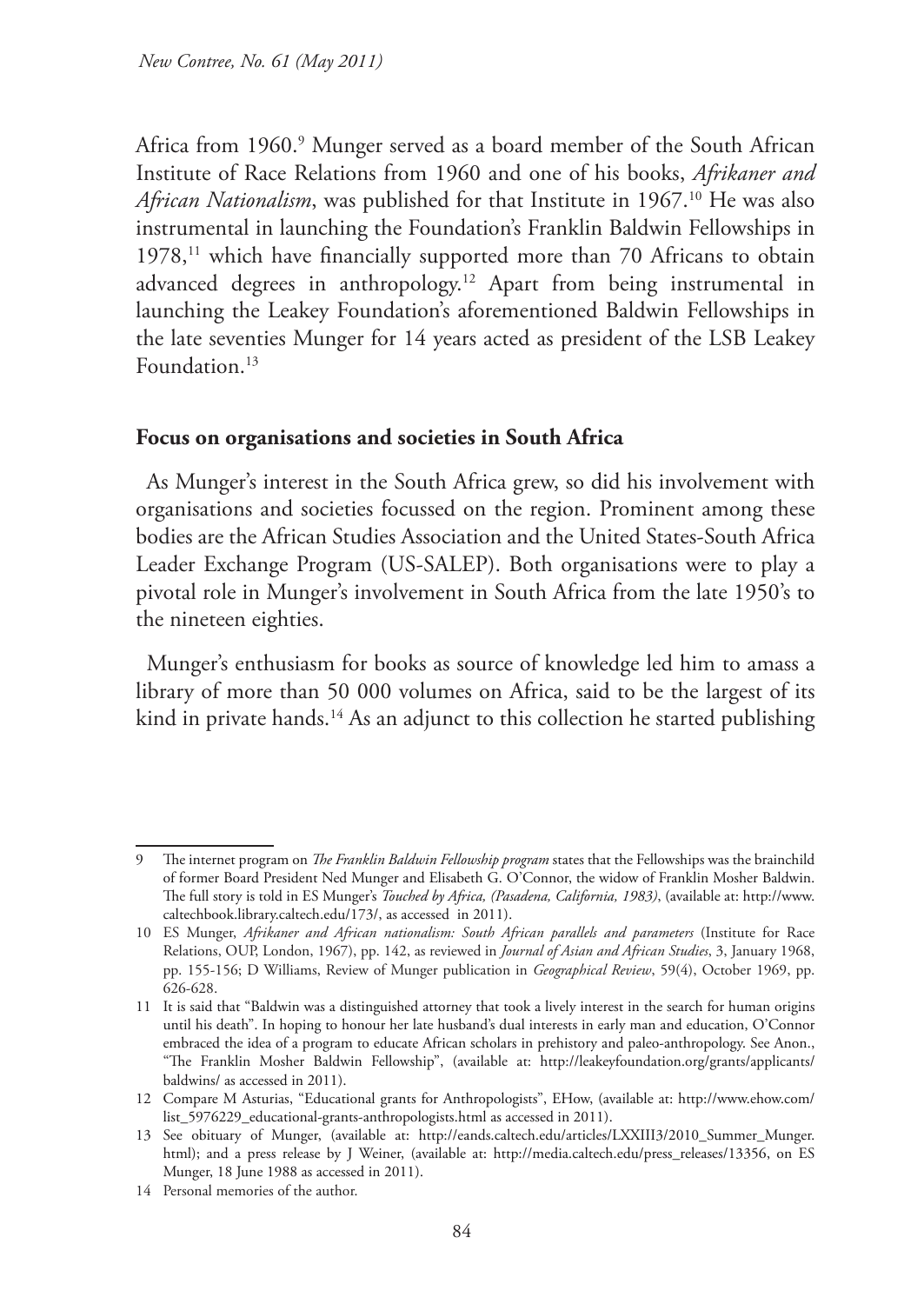Africa from 1960.[9] Munger served as a board member of the South African Institute of Race Relations from 1960 and one of his books, *Afrikaner and African Nationalism*, was published for that Institute in 1967.[10] He was also instrumental in launching the Foundation's Franklin Baldwin Fellowships in 1978,[11] which have financially supported more than 70 Africans to obtain advanced degrees in anthropology.[12] Apart from being instrumental in launching the Leakey Foundation's aforementioned Baldwin Fellowships in the late seventies Munger for 14 years acted as president of the LSB Leakey Foundation.[13]

**Focus on organisations and societies in South Africa**

As Munger's interest in the South Africa grew, so did his involvement with organisations and societies focussed on the region. Prominent among these bodies are the African Studies Association and the United States-South Africa Leader Exchange Program (US-SALEP). Both organisations were to play a pivotal role in Munger's involvement in South Africa from the late 1950's to the nineteen eighties.

Munger's enthusiasm for books as source of knowledge led him to amass a library of more than 50 000 volumes on Africa, said to be the largest of its kind in private hands.[14] As an adjunct to this collection he started publishing

---

9 The internet program on *The Franklin Baldwin Fellowship program* states that the Fellowships was the brainchild of former Board President Ned Munger and Elisabeth G. O'Connor, the widow of Franklin Mosher Baldwin. The full story is told in ES Munger's *Touched by Africa, (Pasadena, California, 1983)*, (available at: http://www.caltechbook.library.caltech.edu/173/, as accessed in 2011).

10 ES Munger, *Afrikaner and African nationalism: South African parallels and parameters* (Institute for Race Relations, OUP, London, 1967), pp. 142, as reviewed in *Journal of Asian and African Studies*, 3, January 1968, pp. 155-156; D Williams, Review of Munger publication in *Geographical Review*, 59(4), October 1969, pp. 626-628.

11 It is said that "Baldwin was a distinguished attorney that took a lively interest in the search for human origins until his death". In hoping to honour her late husband's dual interests in early man and education, O'Connor embraced the idea of a program to educate African scholars in prehistory and paleo-anthropology. See Anon., "The Franklin Mosher Baldwin Fellowship", (available at: http://leakeyfoundation.org/grants/applicants/baldwins/ as accessed in 2011).

12 Compare M Asturias, "Educational grants for Anthropologists", EHow, (available at: http://www.ehow.com/list_5976228_educational-grants-anthropologists.html as accessed in 2011).

13 See obituary of Munger, (available at: http://eands.caltech.edu/articles/LXXIII3/2010_Summer_Munger.html); and a press release by J Weiner, (available at: http://media.caltech.edu/press_releases/13356, on ES Munger, 18 June 1988 as accessed in 2011).

14 Personal memories of the author.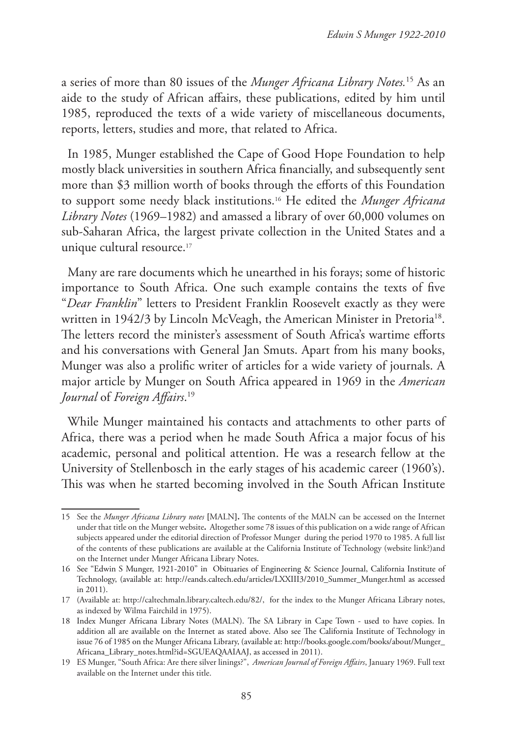a series of more than 80 issues of the *Munger Africana Library Notes.*[15] As an aide to the study of African affairs, these publications, edited by him until 1985, reproduced the texts of a wide variety of miscellaneous documents, reports, letters, studies and more, that related to Africa.

In 1985, Munger established the Cape of Good Hope Foundation to help mostly black universities in southern Africa financially, and subsequently sent more than $3 million worth of books through the efforts of this Foundation to support some needy black institutions.[16] He edited the *Munger Africana Library Notes* (1969–1982) and amassed a library of over 60,000 volumes on sub-Saharan Africa, the largest private collection in the United States and a unique cultural resource.[17]

Many are rare documents which he unearthed in his forays; some of historic importance to South Africa. One such example contains the texts of five "*Dear Franklin*" letters to President Franklin Roosevelt exactly as they were written in 1942/3 by Lincoln McVeagh, the American Minister in Pretoria[18]. The letters record the minister's assessment of South Africa's wartime efforts and his conversations with General Jan Smuts. Apart from his many books, Munger was also a prolific writer of articles for a wide variety of journals. A major article by Munger on South Africa appeared in 1969 in the *American Journal* of *Foreign Affairs*.[19]

While Munger maintained his contacts and attachments to other parts of Africa, there was a period when he made South Africa a major focus of his academic, personal and political attention. He was a research fellow at the University of Stellenbosch in the early stages of his academic career (1960's). This was when he started becoming involved in the South African Institute

---

15 See the *Munger Africana Library notes* **[**MALN**]**. The contents of the MALN can be accessed on the Internet under that title on the Munger website**.** Altogether some 78 issues of this publication on a wide range of African subjects appeared under the editorial direction of Professor Munger during the period 1970 to 1985. A full list of the contents of these publications are available at the California Institute of Technology (website link?)and on the Internet under Munger Africana Library Notes.

16 See "Edwin S Munger, 1921-2010" in Obituaries of Engineering & Science Journal, California Institute of Technology, (available at: http://eands.caltech.edu/articles/LXXIII3/2010_Summer_Munger.html as accessed in 2011).

17 (Available at: http://caltechmaln.library.caltech.edu/82/, for the index to the Munger Africana Library notes, as indexed by Wilma Fairchild in 1975).

18 Index Munger Africana Library Notes (MALN). The SA Library in Cape Town - used to have copies. In addition all are available on the Internet as stated above. Also see The California Institute of Technology in issue 76 of 1985 on the Munger Africana Library, (available at: http://books.google.com/books/about/Munger_Africana_Library_notes.html?id=SGUEAQAAIAAJ, as accessed in 2011).

19 ES Munger, "South Africa: Are there silver linings?", *American Journal of Foreign Affairs*, January 1969. Full text available on the Internet under this title.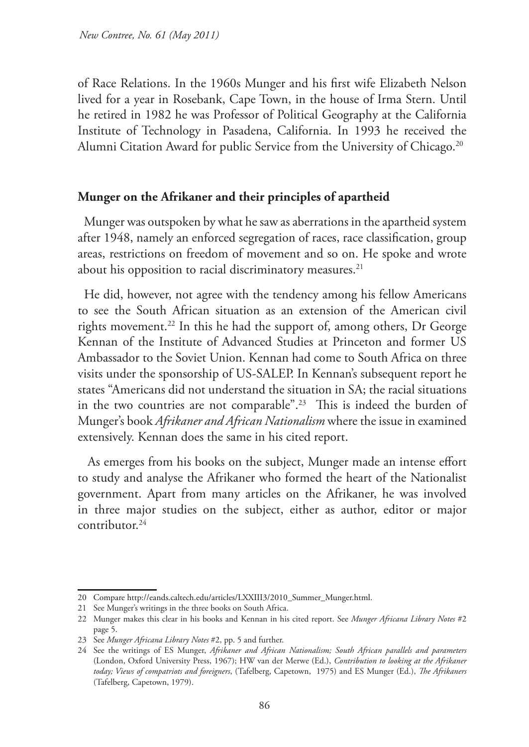of Race Relations. In the 1960s Munger and his first wife Elizabeth Nelson lived for a year in Rosebank, Cape Town, in the house of Irma Stern. Until he retired in 1982 he was Professor of Political Geography at the California Institute of Technology in Pasadena, California. In 1993 he received the Alumni Citation Award for public Service from the University of Chicago.[20]

## Munger on the Afrikaner and their principles of apartheid

Munger was outspoken by what he saw as aberrations in the apartheid system after 1948, namely an enforced segregation of races, race classification, group areas, restrictions on freedom of movement and so on. He spoke and wrote about his opposition to racial discriminatory measures.[21]

He did, however, not agree with the tendency among his fellow Americans to see the South African situation as an extension of the American civil rights movement.[22] In this he had the support of, among others, Dr George Kennan of the Institute of Advanced Studies at Princeton and former US Ambassador to the Soviet Union. Kennan had come to South Africa on three visits under the sponsorship of US-SALEP. In Kennan's subsequent report he states "Americans did not understand the situation in SA; the racial situations in the two countries are not comparable".[23] This is indeed the burden of Munger's book *Afrikaner and African Nationalism* where the issue in examined extensively. Kennan does the same in his cited report.

As emerges from his books on the subject, Munger made an intense effort to study and analyse the Afrikaner who formed the heart of the Nationalist government. Apart from many articles on the Afrikaner, he was involved in three major studies on the subject, either as author, editor or major contributor.[24]

---

20 Compare http://eands.caltech.edu/articles/LXXIII3/2010_Summer_Munger.html.

21 See Munger's writings in the three books on South Africa.

22 Munger makes this clear in his books and Kennan in his cited report. See *Munger Africana Library Notes* #2 page 5.

23 See *Munger Africana Library Notes* #2, pp. 5 and further.

24 See the writings of ES Munger, *Afrikaner and African Nationalism; South African parallels and parameters* (London, Oxford University Press, 1967); HW van der Merwe (Ed.), *Contribution to looking at the Afrikaner today; Views of compatriots and foreigners*, (Tafelberg, Capetown, 1975) and ES Munger (Ed.), *The Afrikaners* (Tafelberg, Capetown, 1979).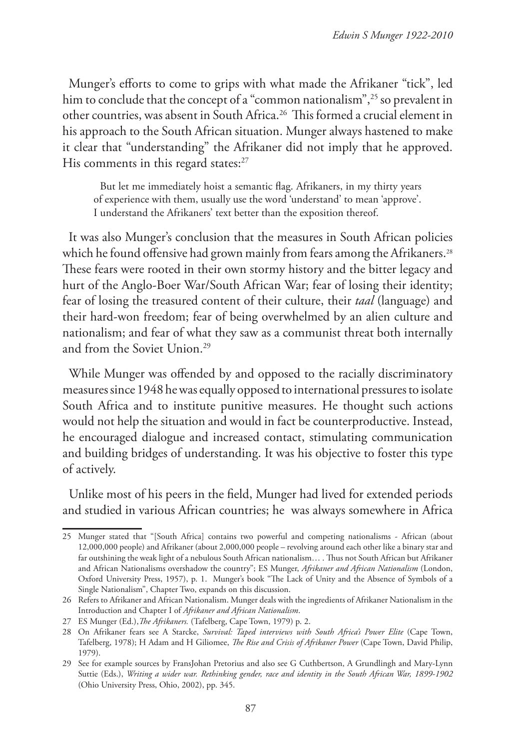Munger's efforts to come to grips with what made the Afrikaner "tick", led him to conclude that the concept of a "common nationalism",[25] so prevalent in other countries, was absent in South Africa.[26] This formed a crucial element in his approach to the South African situation. Munger always hastened to make it clear that "understanding" the Afrikaner did not imply that he approved. His comments in this regard states:[27]

> But let me immediately hoist a semantic flag. Afrikaners, in my thirty years of experience with them, usually use the word 'understand' to mean 'approve'. I understand the Afrikaners' text better than the exposition thereof.

It was also Munger's conclusion that the measures in South African policies which he found offensive had grown mainly from fears among the Afrikaners.[28] These fears were rooted in their own stormy history and the bitter legacy and hurt of the Anglo-Boer War/South African War; fear of losing their identity; fear of losing the treasured content of their culture, their *taal* (language) and their hard-won freedom; fear of being overwhelmed by an alien culture and nationalism; and fear of what they saw as a communist threat both internally and from the Soviet Union.[29]

While Munger was offended by and opposed to the racially discriminatory measures since 1948 he was equally opposed to international pressures to isolate South Africa and to institute punitive measures. He thought such actions would not help the situation and would in fact be counterproductive. Instead, he encouraged dialogue and increased contact, stimulating communication and building bridges of understanding. It was his objective to foster this type of actively.

Unlike most of his peers in the field, Munger had lived for extended periods and studied in various African countries; he was always somewhere in Africa

---

25 Munger stated that "[South Africa] contains two powerful and competing nationalisms - African (about 12,000,000 people) and Afrikaner (about 2,000,000 people – revolving around each other like a binary star and far outshining the weak light of a nebulous South African nationalism… . Thus not South African but Afrikaner and African Nationalisms overshadow the country"; ES Munger, *Afrikaner and African Nationalism* (London, Oxford University Press, 1957), p. 1. Munger's book "The Lack of Unity and the Absence of Symbols of a Single Nationalism", Chapter Two, expands on this discussion.

26 Refers to Afrikaner and African Nationalism. Munger deals with the ingredients of Afrikaner Nationalism in the Introduction and Chapter I of *Afrikaner and African Nationalism*.

27 ES Munger (Ed.), *The Afrikaners.* (Tafelberg, Cape Town, 1979) p. 2.

28 On Afrikaner fears see A Starcke, *Survival: Taped interviews with South Africa's Power Elite* (Cape Town, Tafelberg, 1978); H Adam and H Giliomee, *The Rise and Crisis of Afrikaner Power* (Cape Town, David Philip, 1979).

29 See for example sources by FransJohan Pretorius and also see G Cuthbertson, A Grundlingh and Mary-Lynn Suttie (Eds.), *Writing a wider war. Rethinking gender, race and identity in the South African War, 1899-1902* (Ohio University Press, Ohio, 2002), pp. 345.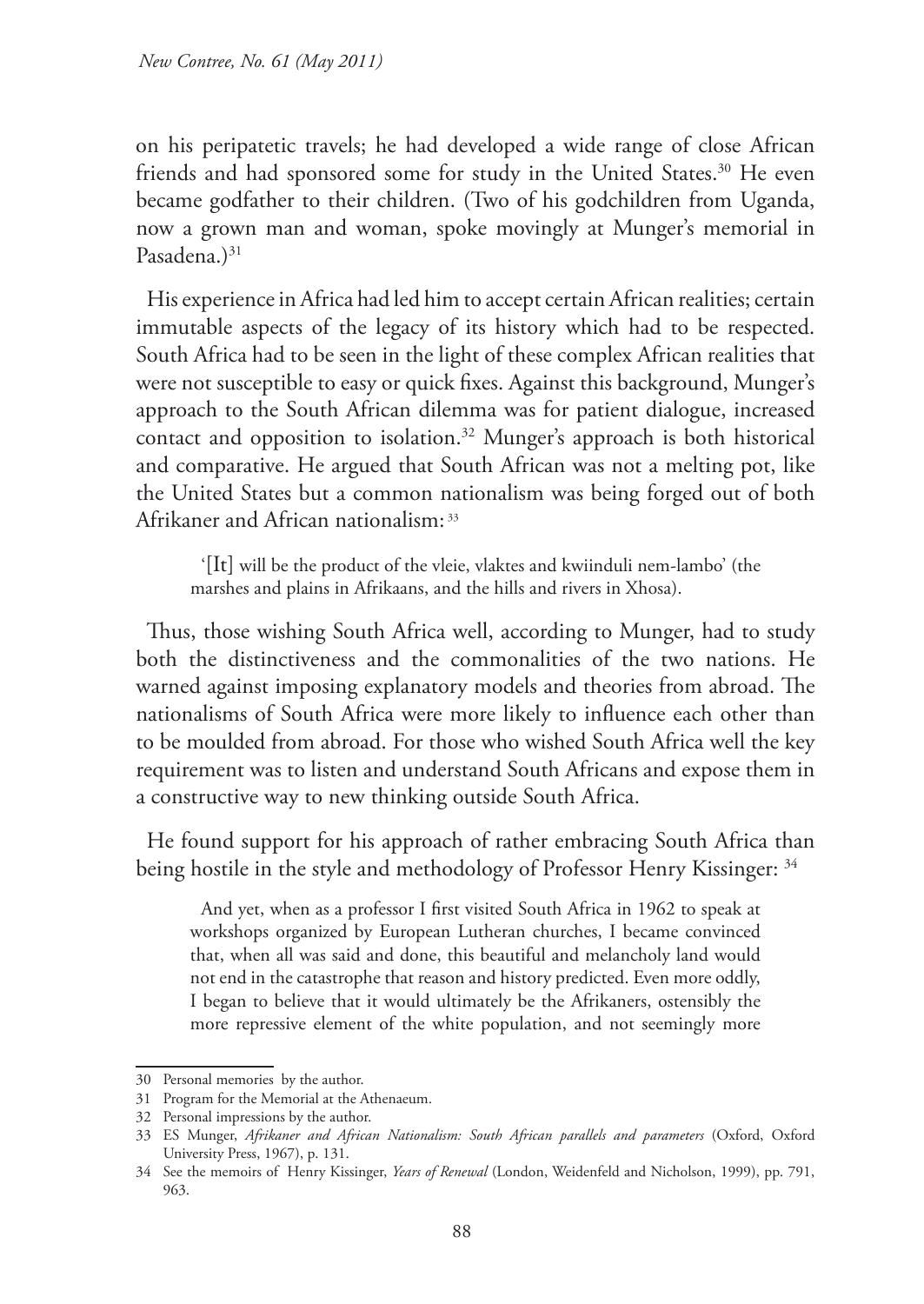on his peripatetic travels; he had developed a wide range of close African friends and had sponsored some for study in the United States.[30] He even became godfather to their children. (Two of his godchildren from Uganda, now a grown man and woman, spoke movingly at Munger's memorial in Pasadena.)[31]

His experience in Africa had led him to accept certain African realities; certain immutable aspects of the legacy of its history which had to be respected. South Africa had to be seen in the light of these complex African realities that were not susceptible to easy or quick fixes. Against this background, Munger's approach to the South African dilemma was for patient dialogue, increased contact and opposition to isolation.[32] Munger's approach is both historical and comparative. He argued that South African was not a melting pot, like the United States but a common nationalism was being forged out of both Afrikaner and African nationalism:[33]

> '[It] will be the product of the vleie, vlaktes and kwiinduli nem-lambo' (the marshes and plains in Afrikaans, and the hills and rivers in Xhosa).

Thus, those wishing South Africa well, according to Munger, had to study both the distinctiveness and the commonalities of the two nations. He warned against imposing explanatory models and theories from abroad. The nationalisms of South Africa were more likely to influence each other than to be moulded from abroad. For those who wished South Africa well the key requirement was to listen and understand South Africans and expose them in a constructive way to new thinking outside South Africa.

He found support for his approach of rather embracing South Africa than being hostile in the style and methodology of Professor Henry Kissinger:[34]

> And yet, when as a professor I first visited South Africa in 1962 to speak at workshops organized by European Lutheran churches, I became convinced that, when all was said and done, this beautiful and melancholy land would not end in the catastrophe that reason and history predicted. Even more oddly, I began to believe that it would ultimately be the Afrikaners, ostensibly the more repressive element of the white population, and not seemingly more

---

30 Personal memories by the author.

31 Program for the Memorial at the Athenaeum.

32 Personal impressions by the author.

33 ES Munger, *Afrikaner and African Nationalism: South African parallels and parameters* (Oxford, Oxford University Press, 1967), p. 131.

34 See the memoirs of Henry Kissinger, *Years of Renewal* (London, Weidenfeld and Nicholson, 1999), pp. 791, 963.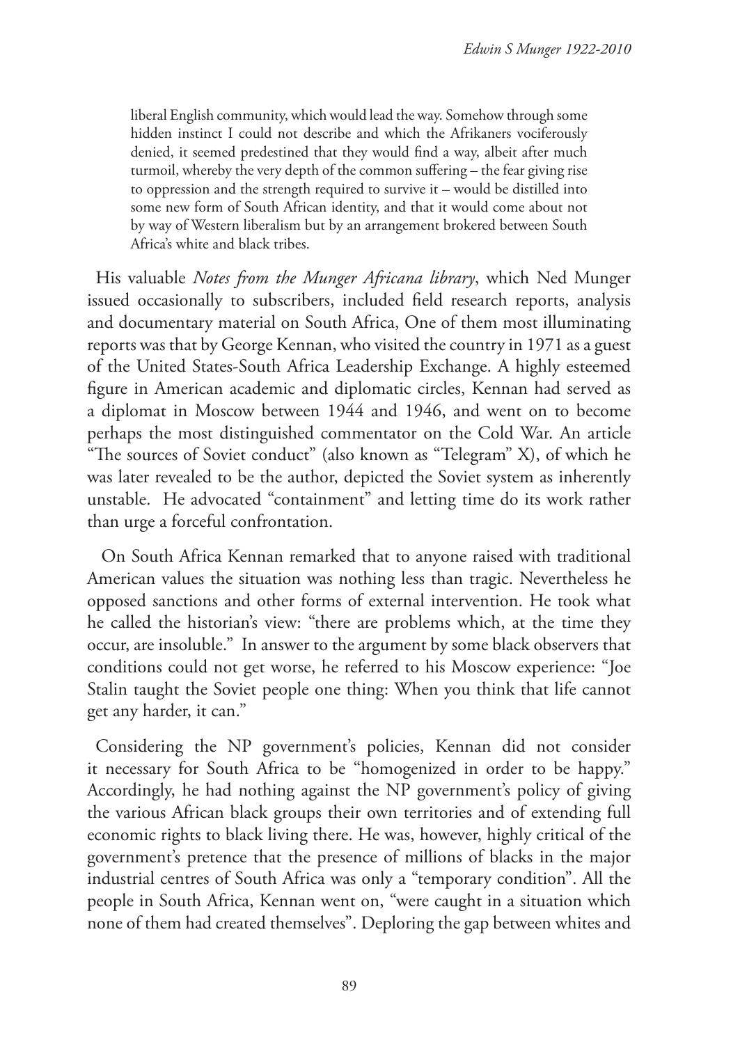> liberal English community, which would lead the way. Somehow through some hidden instinct I could not describe and which the Afrikaners vociferously denied, it seemed predestined that they would find a way, albeit after much turmoil, whereby the very depth of the common suffering – the fear giving rise to oppression and the strength required to survive it – would be distilled into some new form of South African identity, and that it would come about not by way of Western liberalism but by an arrangement brokered between South Africa's white and black tribes.

His valuable *Notes from the Munger Africana library*, which Ned Munger issued occasionally to subscribers, included field research reports, analysis and documentary material on South Africa, One of them most illuminating reports was that by George Kennan, who visited the country in 1971 as a guest of the United States-South Africa Leadership Exchange. A highly esteemed figure in American academic and diplomatic circles, Kennan had served as a diplomat in Moscow between 1944 and 1946, and went on to become perhaps the most distinguished commentator on the Cold War. An article "The sources of Soviet conduct" (also known as "Telegram" X), of which he was later revealed to be the author, depicted the Soviet system as inherently unstable. He advocated "containment" and letting time do its work rather than urge a forceful confrontation.

On South Africa Kennan remarked that to anyone raised with traditional American values the situation was nothing less than tragic. Nevertheless he opposed sanctions and other forms of external intervention. He took what he called the historian's view: "there are problems which, at the time they occur, are insoluble." In answer to the argument by some black observers that conditions could not get worse, he referred to his Moscow experience: "Joe Stalin taught the Soviet people one thing: When you think that life cannot get any harder, it can."

Considering the NP government's policies, Kennan did not consider it necessary for South Africa to be "homogenized in order to be happy." Accordingly, he had nothing against the NP government's policy of giving the various African black groups their own territories and of extending full economic rights to black living there. He was, however, highly critical of the government's pretence that the presence of millions of blacks in the major industrial centres of South Africa was only a "temporary condition". All the people in South Africa, Kennan went on, "were caught in a situation which none of them had created themselves". Deploring the gap between whites and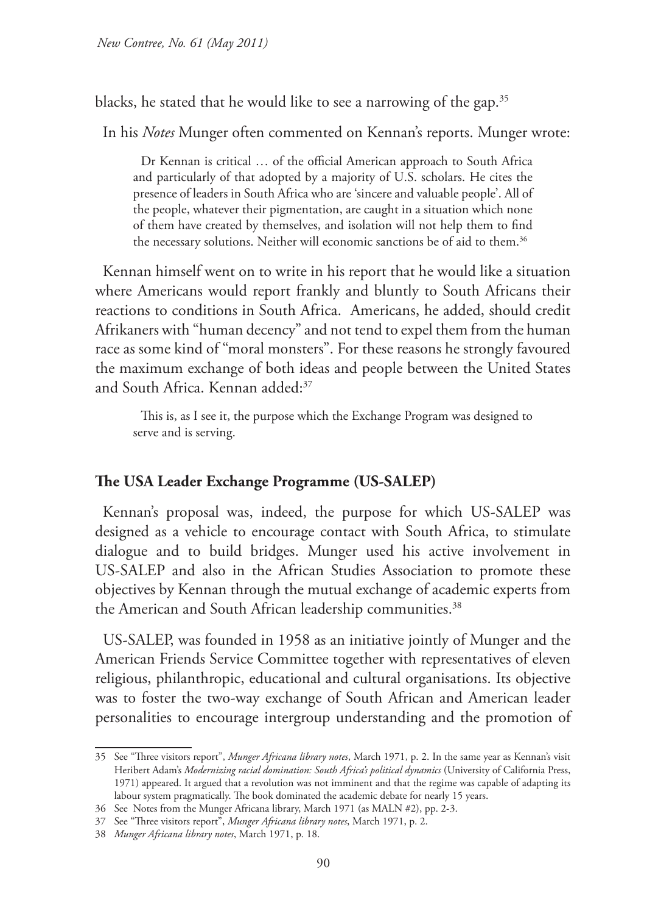blacks, he stated that he would like to see a narrowing of the gap.[35]

In his *Notes* Munger often commented on Kennan's reports. Munger wrote:

> Dr Kennan is critical … of the official American approach to South Africa and particularly of that adopted by a majority of U.S. scholars. He cites the presence of leaders in South Africa who are 'sincere and valuable people'. All of the people, whatever their pigmentation, are caught in a situation which none of them have created by themselves, and isolation will not help them to find the necessary solutions. Neither will economic sanctions be of aid to them.[36]

Kennan himself went on to write in his report that he would like a situation where Americans would report frankly and bluntly to South Africans their reactions to conditions in South Africa. Americans, he added, should credit Afrikaners with "human decency" and not tend to expel them from the human race as some kind of "moral monsters". For these reasons he strongly favoured the maximum exchange of both ideas and people between the United States and South Africa. Kennan added:[37]

> This is, as I see it, the purpose which the Exchange Program was designed to serve and is serving.

## The USA Leader Exchange Programme (US-SALEP)

Kennan's proposal was, indeed, the purpose for which US-SALEP was designed as a vehicle to encourage contact with South Africa, to stimulate dialogue and to build bridges. Munger used his active involvement in US-SALEP and also in the African Studies Association to promote these objectives by Kennan through the mutual exchange of academic experts from the American and South African leadership communities.[38]

US-SALEP, was founded in 1958 as an initiative jointly of Munger and the American Friends Service Committee together with representatives of eleven religious, philanthropic, educational and cultural organisations. Its objective was to foster the two-way exchange of South African and American leader personalities to encourage intergroup understanding and the promotion of

---

35 See "Three visitors report", *Munger Africana library notes*, March 1971, p. 2. In the same year as Kennan's visit Heribert Adam's *Modernizing racial domination: South Africa's political dynamics* (University of California Press, 1971) appeared. It argued that a revolution was not imminent and that the regime was capable of adapting its labour system pragmatically. The book dominated the academic debate for nearly 15 years.

36 See Notes from the Munger Africana library, March 1971 (as MALN #2), pp. 2-3.

37 See "Three visitors report", *Munger Africana library notes*, March 1971, p. 2.

38 *Munger Africana library notes*, March 1971, p. 18.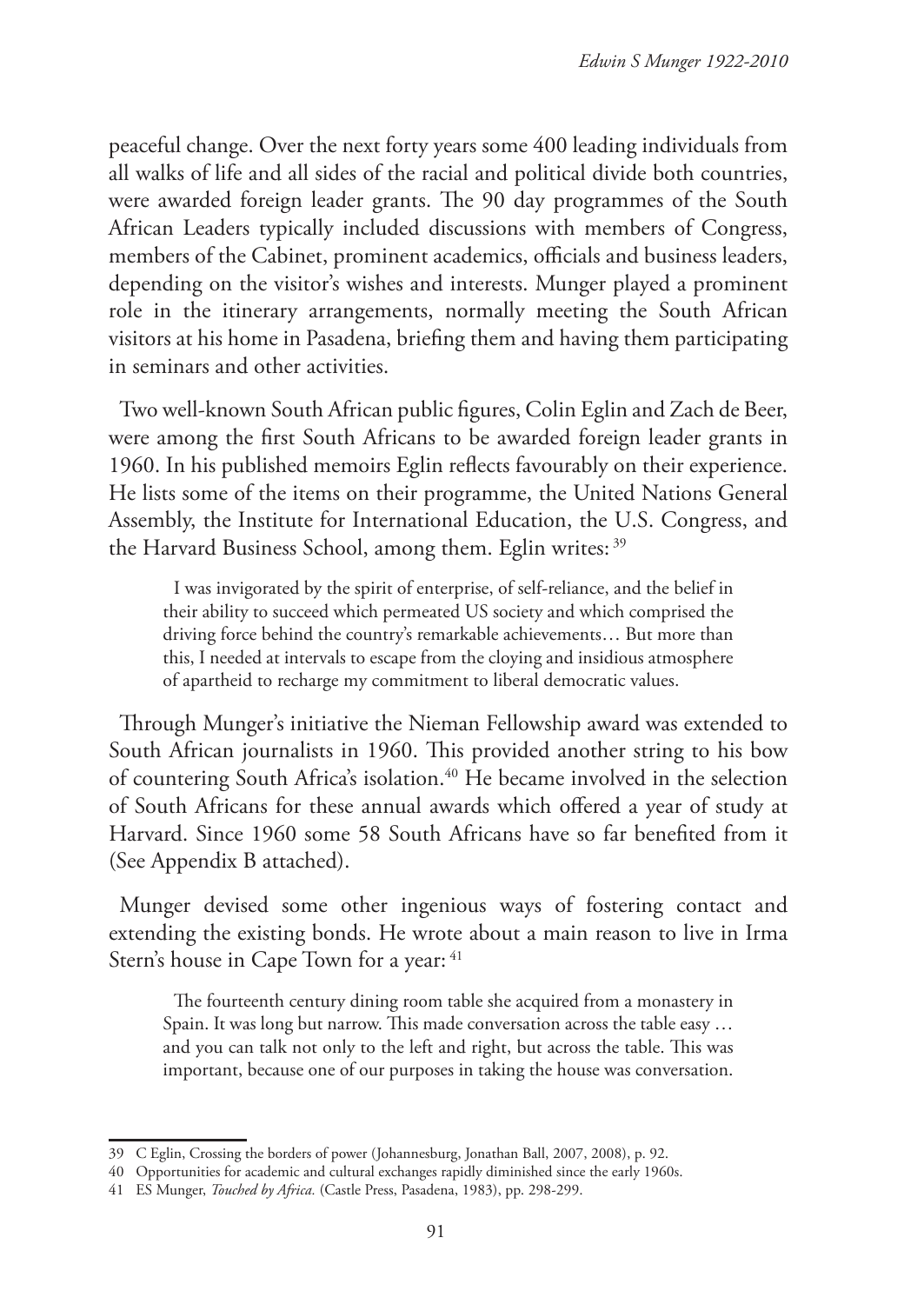peaceful change. Over the next forty years some 400 leading individuals from all walks of life and all sides of the racial and political divide both countries, were awarded foreign leader grants. The 90 day programmes of the South African Leaders typically included discussions with members of Congress, members of the Cabinet, prominent academics, officials and business leaders, depending on the visitor's wishes and interests. Munger played a prominent role in the itinerary arrangements, normally meeting the South African visitors at his home in Pasadena, briefing them and having them participating in seminars and other activities.

Two well-known South African public figures, Colin Eglin and Zach de Beer, were among the first South Africans to be awarded foreign leader grants in 1960. In his published memoirs Eglin reflects favourably on their experience. He lists some of the items on their programme, the United Nations General Assembly, the Institute for International Education, the U.S. Congress, and the Harvard Business School, among them. Eglin writes: [39]

> I was invigorated by the spirit of enterprise, of self-reliance, and the belief in their ability to succeed which permeated US society and which comprised the driving force behind the country's remarkable achievements… But more than this, I needed at intervals to escape from the cloying and insidious atmosphere of apartheid to recharge my commitment to liberal democratic values.

Through Munger's initiative the Nieman Fellowship award was extended to South African journalists in 1960. This provided another string to his bow of countering South Africa's isolation.[40] He became involved in the selection of South Africans for these annual awards which offered a year of study at Harvard. Since 1960 some 58 South Africans have so far benefited from it (See Appendix B attached).

Munger devised some other ingenious ways of fostering contact and extending the existing bonds. He wrote about a main reason to live in Irma Stern's house in Cape Town for a year: [41]

> The fourteenth century dining room table she acquired from a monastery in Spain. It was long but narrow. This made conversation across the table easy … and you can talk not only to the left and right, but across the table. This was important, because one of our purposes in taking the house was conversation.

---

39 C Eglin, Crossing the borders of power (Johannesburg, Jonathan Ball, 2007, 2008), p. 92.

40 Opportunities for academic and cultural exchanges rapidly diminished since the early 1960s.

41 ES Munger, *Touched by Africa.* (Castle Press, Pasadena, 1983), pp. 298-299.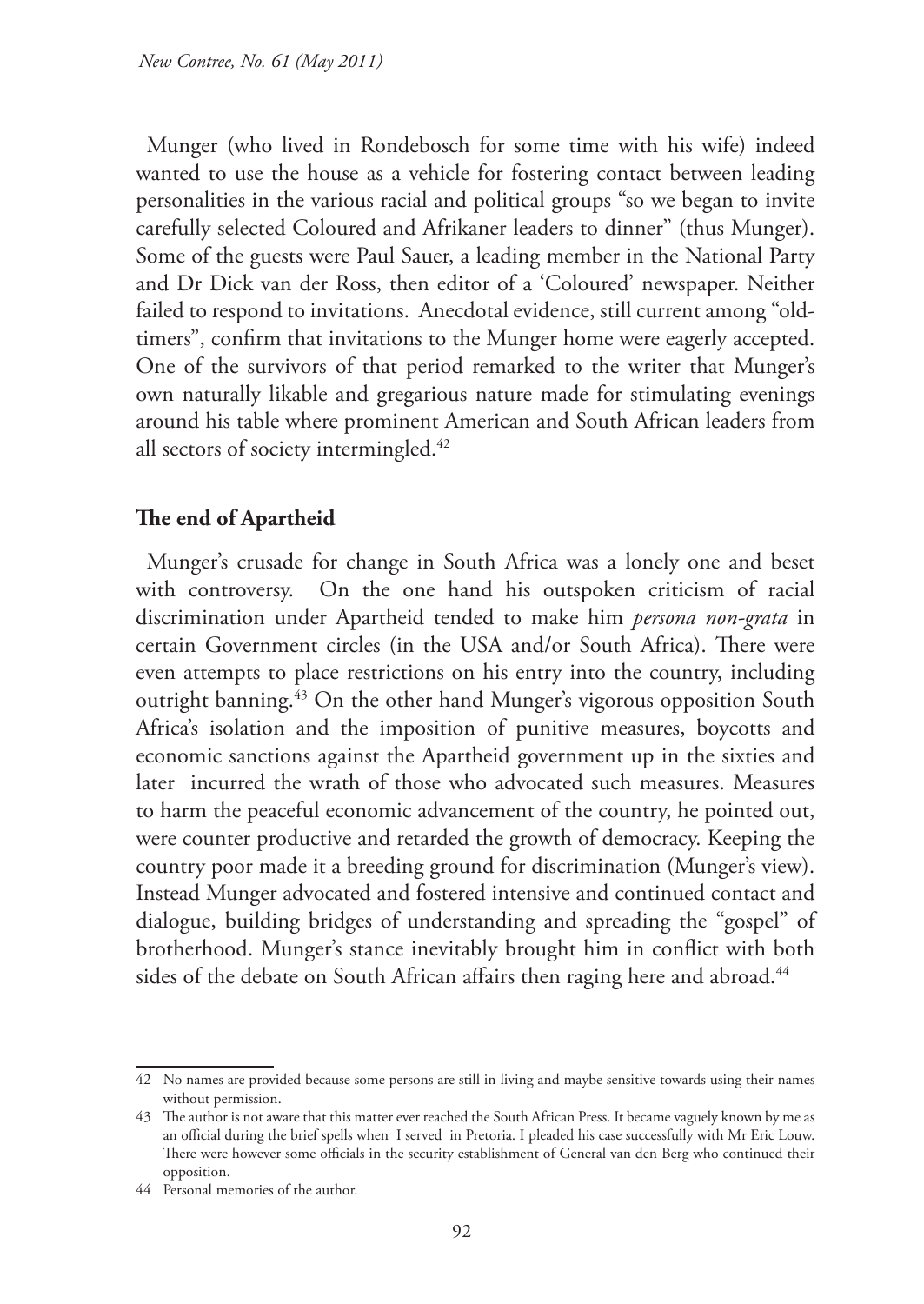Munger (who lived in Rondebosch for some time with his wife) indeed wanted to use the house as a vehicle for fostering contact between leading personalities in the various racial and political groups "so we began to invite carefully selected Coloured and Afrikaner leaders to dinner" (thus Munger). Some of the guests were Paul Sauer, a leading member in the National Party and Dr Dick van der Ross, then editor of a 'Coloured' newspaper. Neither failed to respond to invitations. Anecdotal evidence, still current among "old-timers", confirm that invitations to the Munger home were eagerly accepted. One of the survivors of that period remarked to the writer that Munger's own naturally likable and gregarious nature made for stimulating evenings around his table where prominent American and South African leaders from all sectors of society intermingled.[42]

## The end of Apartheid

Munger's crusade for change in South Africa was a lonely one and beset with controversy. On the one hand his outspoken criticism of racial discrimination under Apartheid tended to make him *persona non-grata* in certain Government circles (in the USA and/or South Africa). There were even attempts to place restrictions on his entry into the country, including outright banning.[43] On the other hand Munger's vigorous opposition South Africa's isolation and the imposition of punitive measures, boycotts and economic sanctions against the Apartheid government up in the sixties and later incurred the wrath of those who advocated such measures. Measures to harm the peaceful economic advancement of the country, he pointed out, were counter productive and retarded the growth of democracy. Keeping the country poor made it a breeding ground for discrimination (Munger's view). Instead Munger advocated and fostered intensive and continued contact and dialogue, building bridges of understanding and spreading the "gospel" of brotherhood. Munger's stance inevitably brought him in conflict with both sides of the debate on South African affairs then raging here and abroad.[44]

---

42 No names are provided because some persons are still in living and maybe sensitive towards using their names without permission.

43 The author is not aware that this matter ever reached the South African Press. It became vaguely known by me as an official during the brief spells when I served in Pretoria. I pleaded his case successfully with Mr Eric Louw. There were however some officials in the security establishment of General van den Berg who continued their opposition.

44 Personal memories of the author.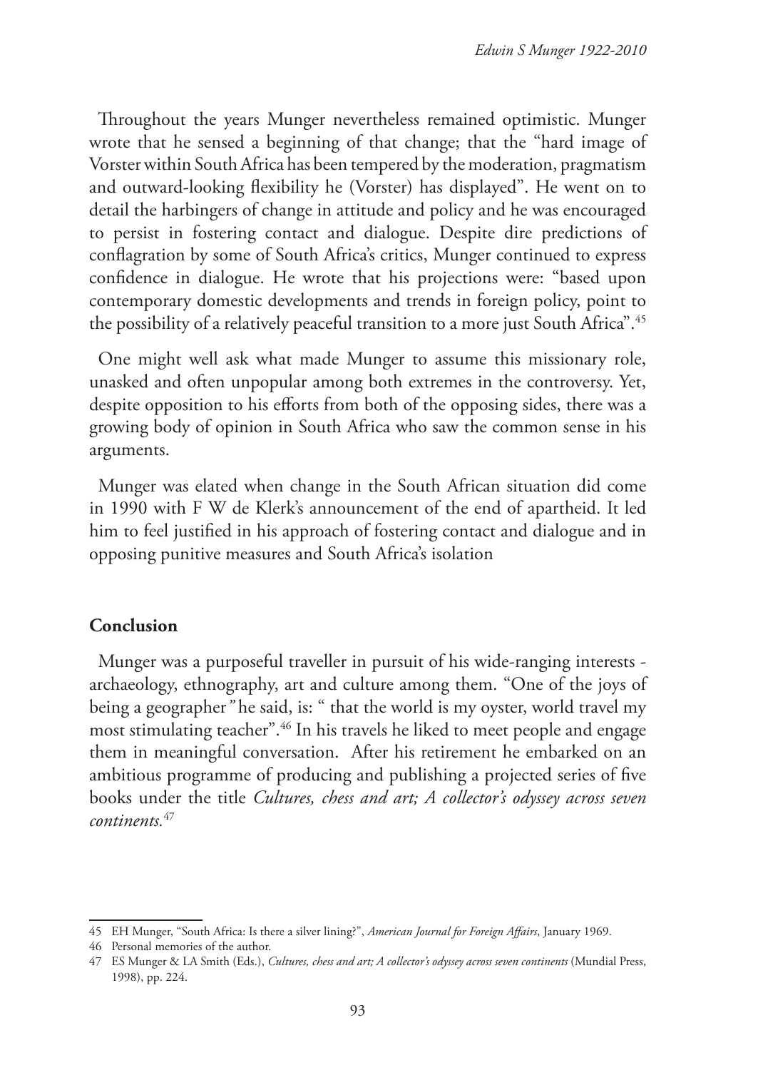Throughout the years Munger nevertheless remained optimistic. Munger wrote that he sensed a beginning of that change; that the "hard image of Vorster within South Africa has been tempered by the moderation, pragmatism and outward-looking flexibility he (Vorster) has displayed". He went on to detail the harbingers of change in attitude and policy and he was encouraged to persist in fostering contact and dialogue. Despite dire predictions of conflagration by some of South Africa's critics, Munger continued to express confidence in dialogue. He wrote that his projections were: "based upon contemporary domestic developments and trends in foreign policy, point to the possibility of a relatively peaceful transition to a more just South Africa".[45]

One might well ask what made Munger to assume this missionary role, unasked and often unpopular among both extremes in the controversy. Yet, despite opposition to his efforts from both of the opposing sides, there was a growing body of opinion in South Africa who saw the common sense in his arguments.

Munger was elated when change in the South African situation did come in 1990 with F W de Klerk's announcement of the end of apartheid. It led him to feel justified in his approach of fostering contact and dialogue and in opposing punitive measures and South Africa's isolation

**Conclusion**

Munger was a purposeful traveller in pursuit of his wide-ranging interests - archaeology, ethnography, art and culture among them. "One of the joys of being a geographer*"* he said, is: " that the world is my oyster, world travel my most stimulating teacher".[46] In his travels he liked to meet people and engage them in meaningful conversation. After his retirement he embarked on an ambitious programme of producing and publishing a projected series of five books under the title *Cultures, chess and art; A collector's odyssey across seven continents.*[47]

---

45 EH Munger, "South Africa: Is there a silver lining?", *American Journal for Foreign Affairs*, January 1969.

46 Personal memories of the author.

47 ES Munger & LA Smith (Eds.), *Cultures, chess and art; A collector's odyssey across seven continents* (Mundial Press, 1998), pp. 224.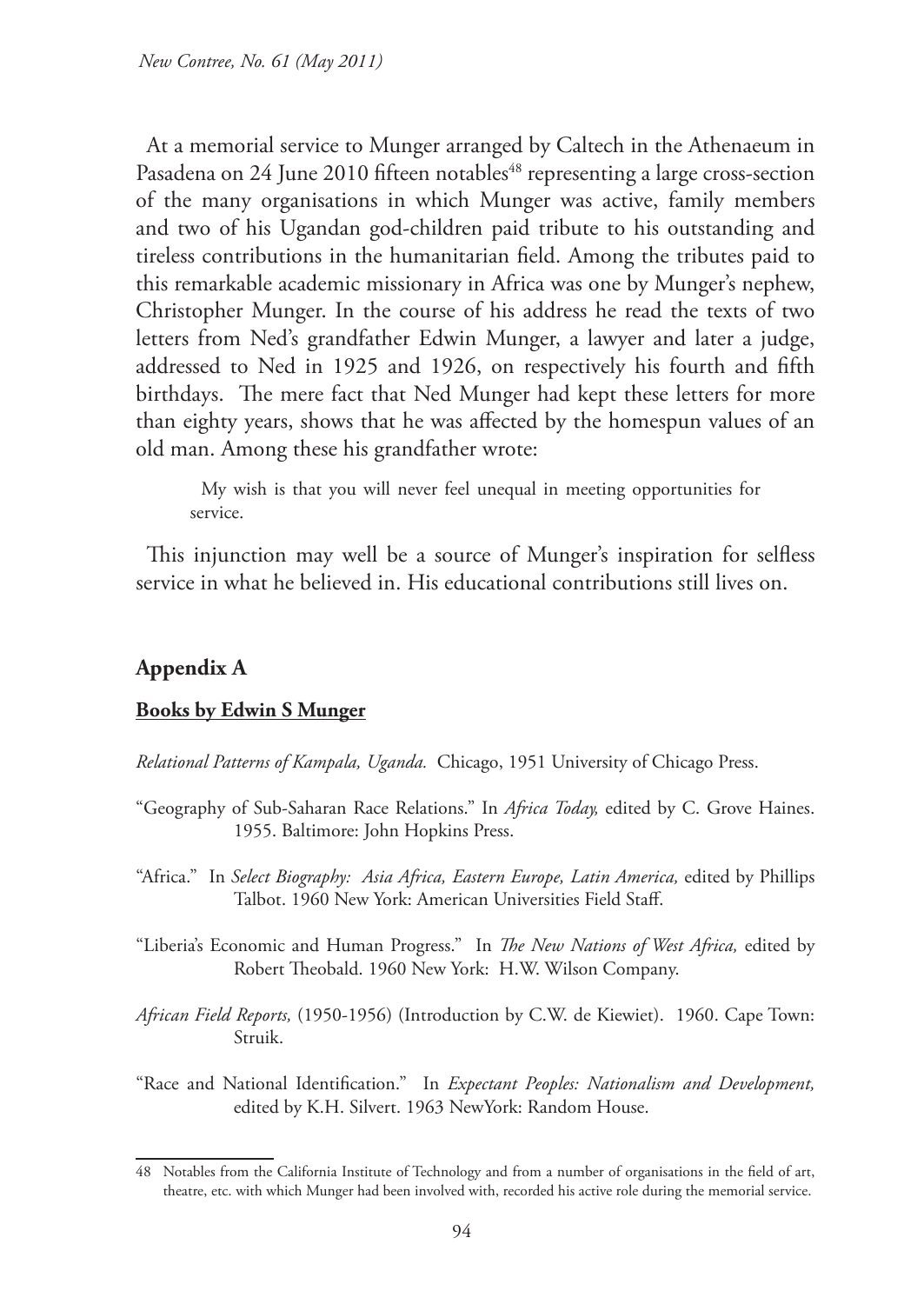At a memorial service to Munger arranged by Caltech in the Athenaeum in Pasadena on 24 June 2010 fifteen notables[48] representing a large cross-section of the many organisations in which Munger was active, family members and two of his Ugandan god-children paid tribute to his outstanding and tireless contributions in the humanitarian field. Among the tributes paid to this remarkable academic missionary in Africa was one by Munger's nephew, Christopher Munger. In the course of his address he read the texts of two letters from Ned's grandfather Edwin Munger, a lawyer and later a judge, addressed to Ned in 1925 and 1926, on respectively his fourth and fifth birthdays. The mere fact that Ned Munger had kept these letters for more than eighty years, shows that he was affected by the homespun values of an old man. Among these his grandfather wrote:

> My wish is that you will never feel unequal in meeting opportunities for service.

This injunction may well be a source of Munger's inspiration for selfless service in what he believed in. His educational contributions still lives on.

## Appendix A

### <u>Books by Edwin S Munger</u>

*Relational Patterns of Kampala, Uganda.* Chicago, 1951 University of Chicago Press.

"Geography of Sub-Saharan Race Relations." In *Africa Today,* edited by C. Grove Haines. 1955. Baltimore: John Hopkins Press.

"Africa." In *Select Biography: Asia Africa, Eastern Europe, Latin America,* edited by Phillips Talbot. 1960 New York: American Universities Field Staff.

"Liberia's Economic and Human Progress." In *The New Nations of West Africa,* edited by Robert Theobald. 1960 New York: H.W. Wilson Company.

*African Field Reports,* (1950-1956) (Introduction by C.W. de Kiewiet). 1960. Cape Town: Struik.

"Race and National Identification." In *Expectant Peoples: Nationalism and Development,* edited by K.H. Silvert. 1963 NewYork: Random House.

---

48 Notables from the California Institute of Technology and from a number of organisations in the field of art, theatre, etc. with which Munger had been involved with, recorded his active role during the memorial service.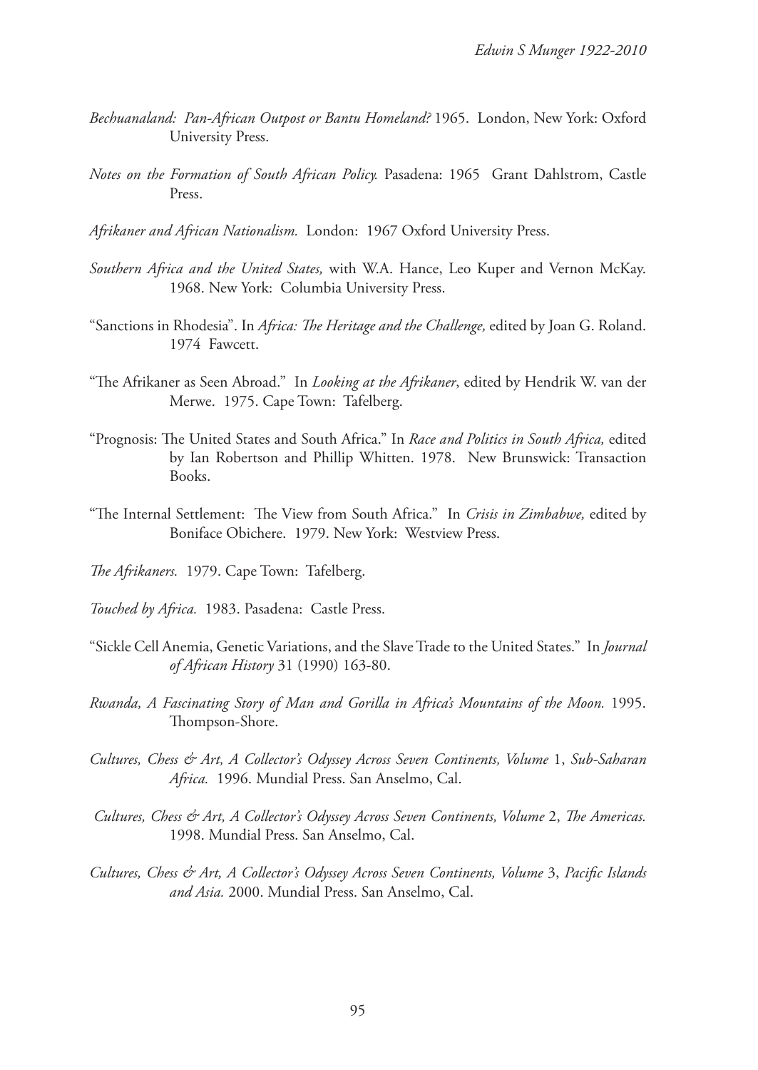*Bechuanaland: Pan-African Outpost or Bantu Homeland?* 1965. London, New York: Oxford University Press.

*Notes on the Formation of South African Policy.* Pasadena: 1965 Grant Dahlstrom, Castle Press.

*Afrikaner and African Nationalism.* London: 1967 Oxford University Press.

*Southern Africa and the United States,* with W.A. Hance, Leo Kuper and Vernon McKay. 1968. New York: Columbia University Press.

"Sanctions in Rhodesia". In *Africa: The Heritage and the Challenge,* edited by Joan G. Roland. 1974 Fawcett.

"The Afrikaner as Seen Abroad." In *Looking at the Afrikaner*, edited by Hendrik W. van der Merwe. 1975. Cape Town: Tafelberg.

"Prognosis: The United States and South Africa." In *Race and Politics in South Africa,* edited by Ian Robertson and Phillip Whitten. 1978. New Brunswick: Transaction Books.

"The Internal Settlement: The View from South Africa." In *Crisis in Zimbabwe,* edited by Boniface Obichere. 1979. New York: Westview Press.

*The Afrikaners.* 1979. Cape Town: Tafelberg.

*Touched by Africa.* 1983. Pasadena: Castle Press.

"Sickle Cell Anemia, Genetic Variations, and the Slave Trade to the United States." In *Journal of African History* 31 (1990) 163-80.

*Rwanda, A Fascinating Story of Man and Gorilla in Africa's Mountains of the Moon.* 1995. Thompson-Shore.

*Cultures, Chess & Art, A Collector's Odyssey Across Seven Continents, Volume* 1, *Sub-Saharan Africa.* 1996. Mundial Press. San Anselmo, Cal.

*Cultures, Chess & Art, A Collector's Odyssey Across Seven Continents, Volume* 2, *The Americas.* 1998. Mundial Press. San Anselmo, Cal.

*Cultures, Chess & Art, A Collector's Odyssey Across Seven Continents, Volume* 3, *Pacific Islands and Asia.* 2000. Mundial Press. San Anselmo, Cal.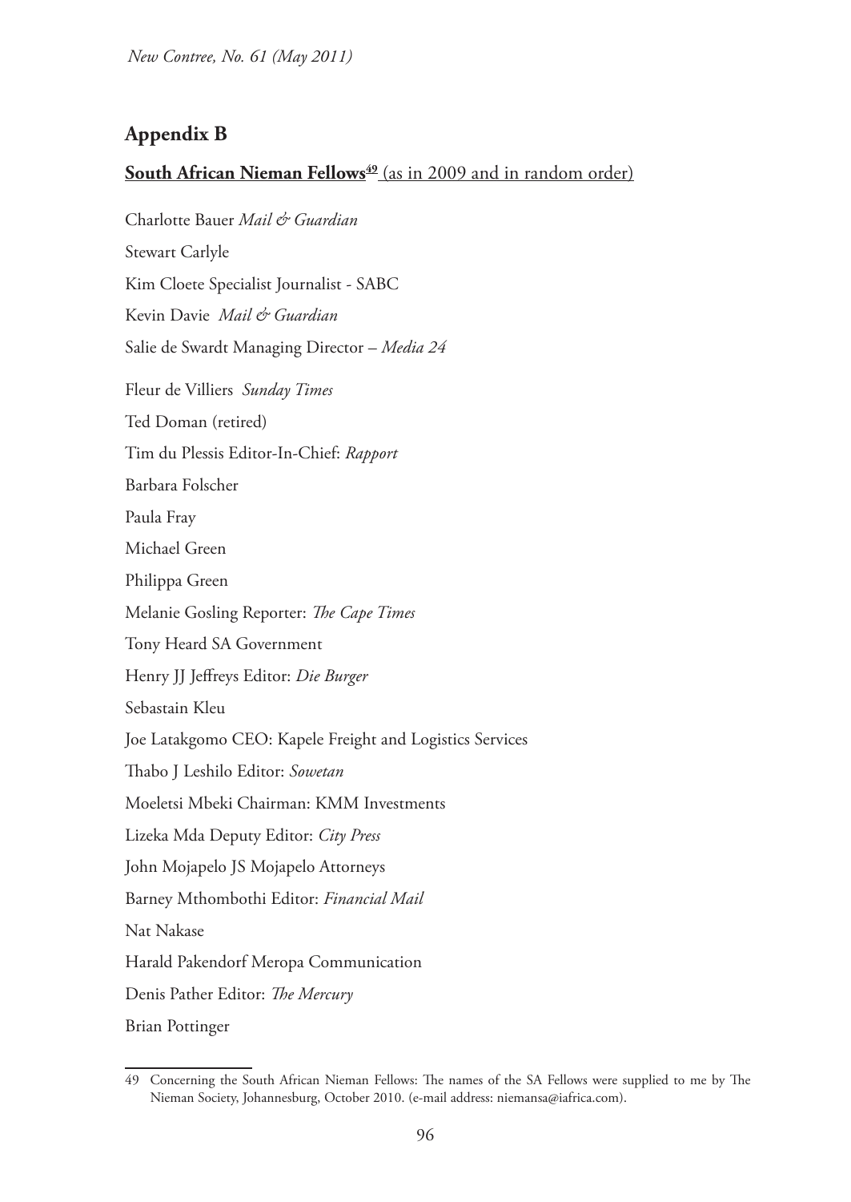## Appendix B

**South African Nieman Fellows**[49] (as in 2009 and in random order)

Charlotte Bauer *Mail & Guardian*

Stewart Carlyle

Kim Cloete Specialist Journalist - SABC

Kevin Davie *Mail & Guardian*

Salie de Swardt Managing Director – *Media 24*

Fleur de Villiers *Sunday Times*

Ted Doman (retired)

Tim du Plessis Editor-In-Chief: *Rapport*

Barbara Folscher

Paula Fray

Michael Green

Philippa Green

Melanie Gosling Reporter: *The Cape Times*

Tony Heard SA Government

Henry JJ Jeffreys Editor: *Die Burger*

Sebastain Kleu

Joe Latakgomo CEO: Kapele Freight and Logistics Services

Thabo J Leshilo Editor: *Sowetan*

Moeletsi Mbeki Chairman: KMM Investments

Lizeka Mda Deputy Editor: *City Press*

John Mojapelo JS Mojapelo Attorneys

Barney Mthombothi Editor: *Financial Mail*

Nat Nakase

Harald Pakendorf Meropa Communication

Denis Pather Editor: *The Mercury*

Brian Pottinger

---

49 Concerning the South African Nieman Fellows: The names of the SA Fellows were supplied to me by The Nieman Society, Johannesburg, October 2010. (e-mail address: niemansa@iafrica.com).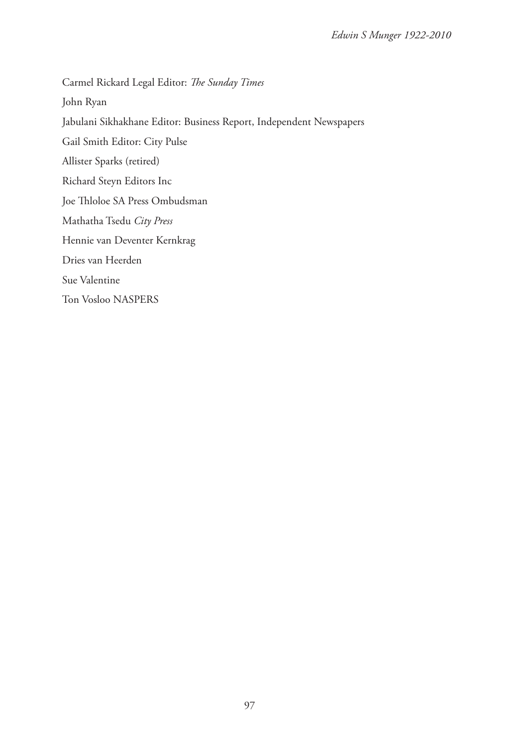Carmel Rickard Legal Editor: *The Sunday Times*

John Ryan

Jabulani Sikhakhane Editor: Business Report, Independent Newspapers

Gail Smith Editor: City Pulse

Allister Sparks (retired)

Richard Steyn Editors Inc

Joe Thloloe SA Press Ombudsman

Mathatha Tsedu *City Press*

Hennie van Deventer Kernkrag

Dries van Heerden

Sue Valentine

Ton Vosloo NASPERS